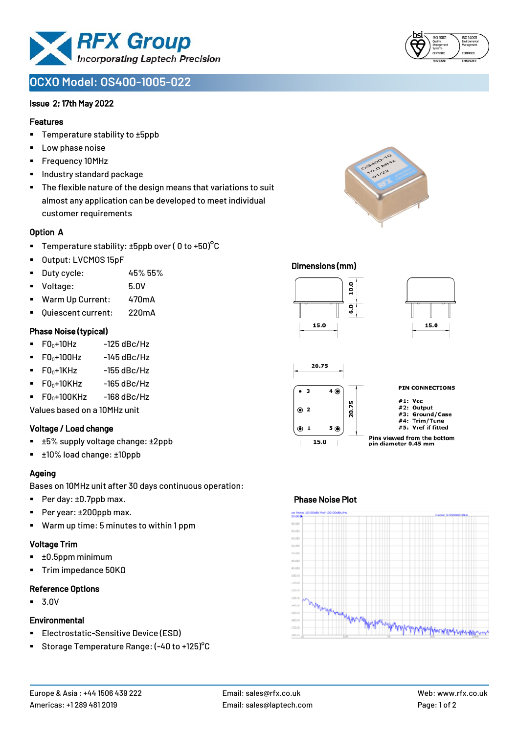# OCXO Model: OS400-1005-022

Issue 2; 17th May 2022

### Features

- Temperature stability to ±5ppb
- Low phase noise
- Frequency 10MHz
- Industry standard package
- The flexible nature of the design means that variations to suit almost any application can be developed to meet individual customer requirements

### Option A

- Temperature stability: ±5ppb over ( 0 to +50)°C
- Output: LVCMOS 15pF
- Duty cycle: 45% 55%
- Voltage: 5.0V
- Warm Up Current: 470mA
- Quiescent current: 220mA

### Phase Noise (typical)

- $F0_0$+10Hz -125 dBc/Hz
- $F0_0$+100Hz -145 dBc/Hz
- $F0_0$+1KHz -155 dBc/Hz
- $F0_0$+10KHz -165 dBc/Hz
- $F0_0$+100KHz -168 dBc/Hz

Values based on a 10MHz unit

### Voltage / Load change

- ±5% supply voltage change: ±2ppb
- ±10% load change: ±10ppb

### Ageing

Bases on 10MHz unit after 30 days continuous operation:

- Per day: ±0.7ppb max.
- Per year: ±200ppb max.
- Warm up time: 5 minutes to within 1 ppm

### Voltage Trim

- ±0.5ppm minimum
- Trim impedance 50KΩ

### Reference Options

- 3.0V

### Environmental

- Electrostatic-Sensitive Device (ESD)
- Storage Temperature Range: (-40 to +125)°C

### Dimensions (mm)

15.0, 10.0, 6.0, 15.0, 20.75, 20.75, 15.0

**PIN CONNECTIONS**

- #1: Vcc
- #2: Output
- #3: Ground/Case
- #4: Trim/Tune
- #5: Vref if fitted

Pins viewed from the bottom
pin diameter 0.45 mm

### Phase Noise Plot

Europe & Asia : +44 1506 439 222
Americas: +1 289 481 2019

Email: sales@rfx.co.uk
Email: sales@laptech.com

Web: www.rfx.co.uk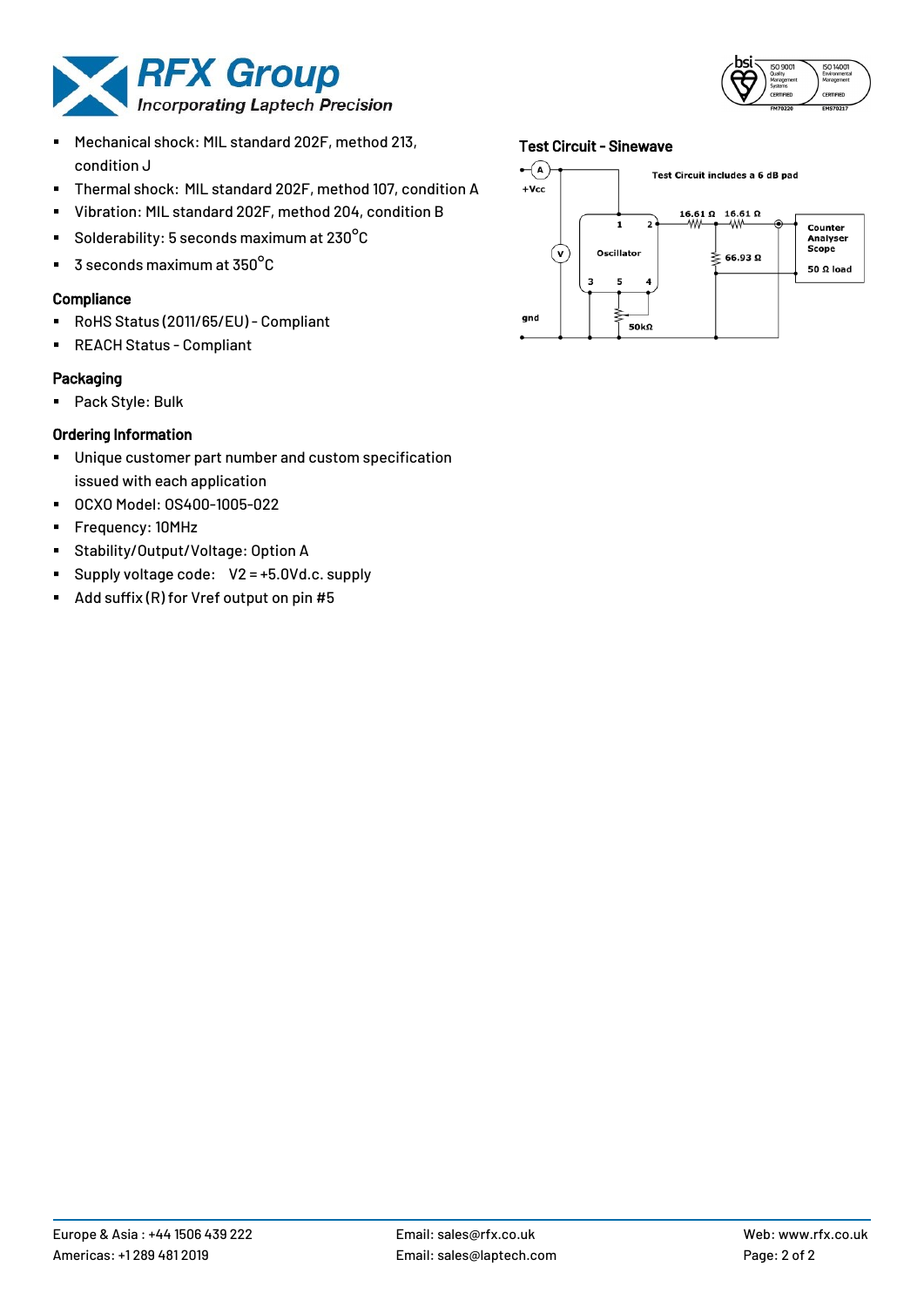- Mechanical shock: MIL standard 202F, method 213, condition J
- Thermal shock: MIL standard 202F, method 107, condition A
- Vibration: MIL standard 202F, method 204, condition B
- Solderability: 5 seconds maximum at 230°C
- 3 seconds maximum at 350°C

### Compliance

- RoHS Status (2011/65/EU) - Compliant
- REACH Status - Compliant

### Packaging

- Pack Style: Bulk

### Ordering Information

- Unique customer part number and custom specification issued with each application
- OCXO Model: OS400-1005-022
- Frequency: 10MHz
- Stability/Output/Voltage: Option A
- Supply voltage code: V2 = +5.0Vd.c. supply
- Add suffix (R) for Vref output on pin #5

### Test Circuit - Sinewave

Test Circuit includes a 6 dB pad

A
+Vcc
V
Oscillator
1 2
3 5 4
gnd
50kΩ
16.61 Ω 16.61 Ω
66.93 Ω
Counter
Analyser
Scope
50 Ω load

Europe & Asia : +44 1506 439 222
Americas: +1 289 481 2019
Email: sales@rfx.co.uk
Email: sales@laptech.com
Web: www.rfx.co.uk